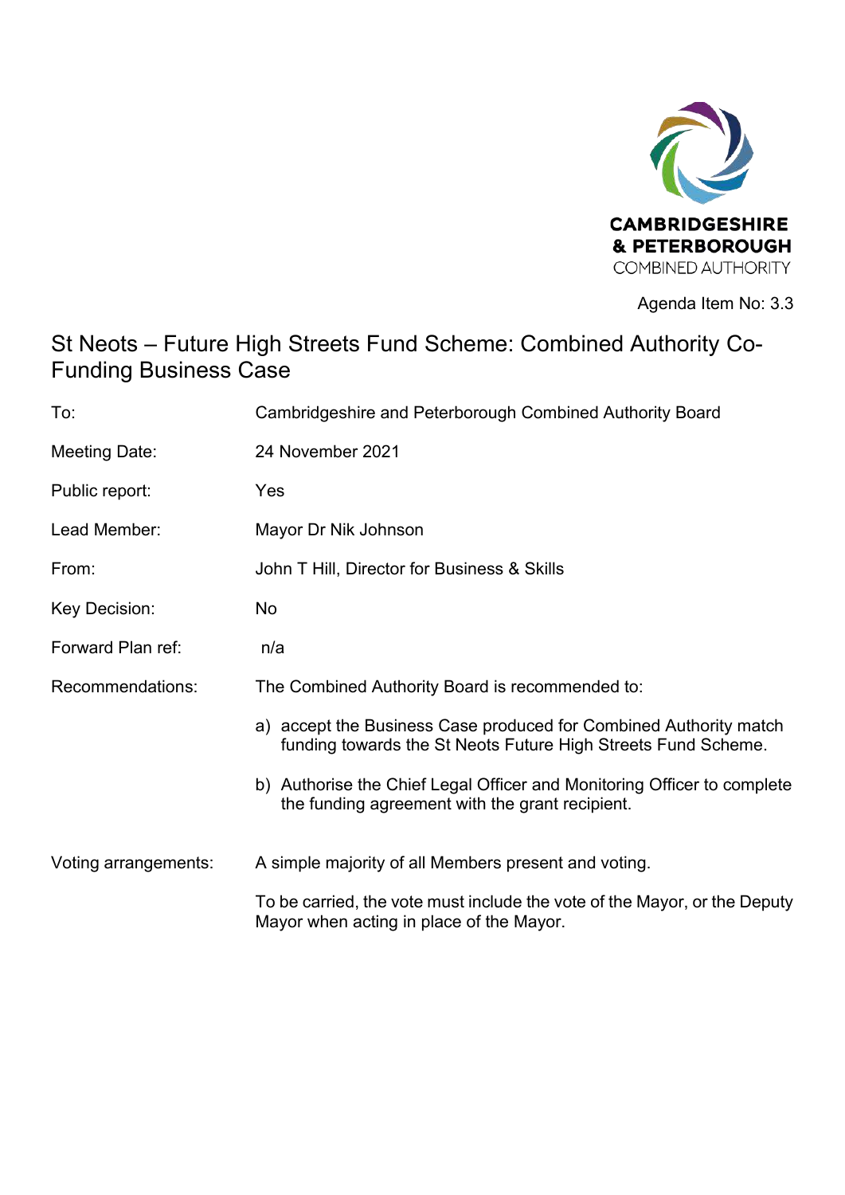CAMBRIDGESHIRE
& PETERBOROUGH
COMBINED AUTHORITY

Agenda Item No: 3.3

# St Neots – Future High Streets Fund Scheme: Combined Authority Co-Funding Business Case

| | |
|---|---|
| To: | Cambridgeshire and Peterborough Combined Authority Board |
| Meeting Date: | 24 November 2021 |
| Public report: | Yes |
| Lead Member: | Mayor Dr Nik Johnson |
| From: | John T Hill, Director for Business & Skills |
| Key Decision: | No |
| Forward Plan ref: | n/a |
| Recommendations: | The Combined Authority Board is recommended to: |
| | a) accept the Business Case produced for Combined Authority match funding towards the St Neots Future High Streets Fund Scheme. |
| | b) Authorise the Chief Legal Officer and Monitoring Officer to complete the funding agreement with the grant recipient. |
| Voting arrangements: | A simple majority of all Members present and voting. |
| | To be carried, the vote must include the vote of the Mayor, or the Deputy Mayor when acting in place of the Mayor. |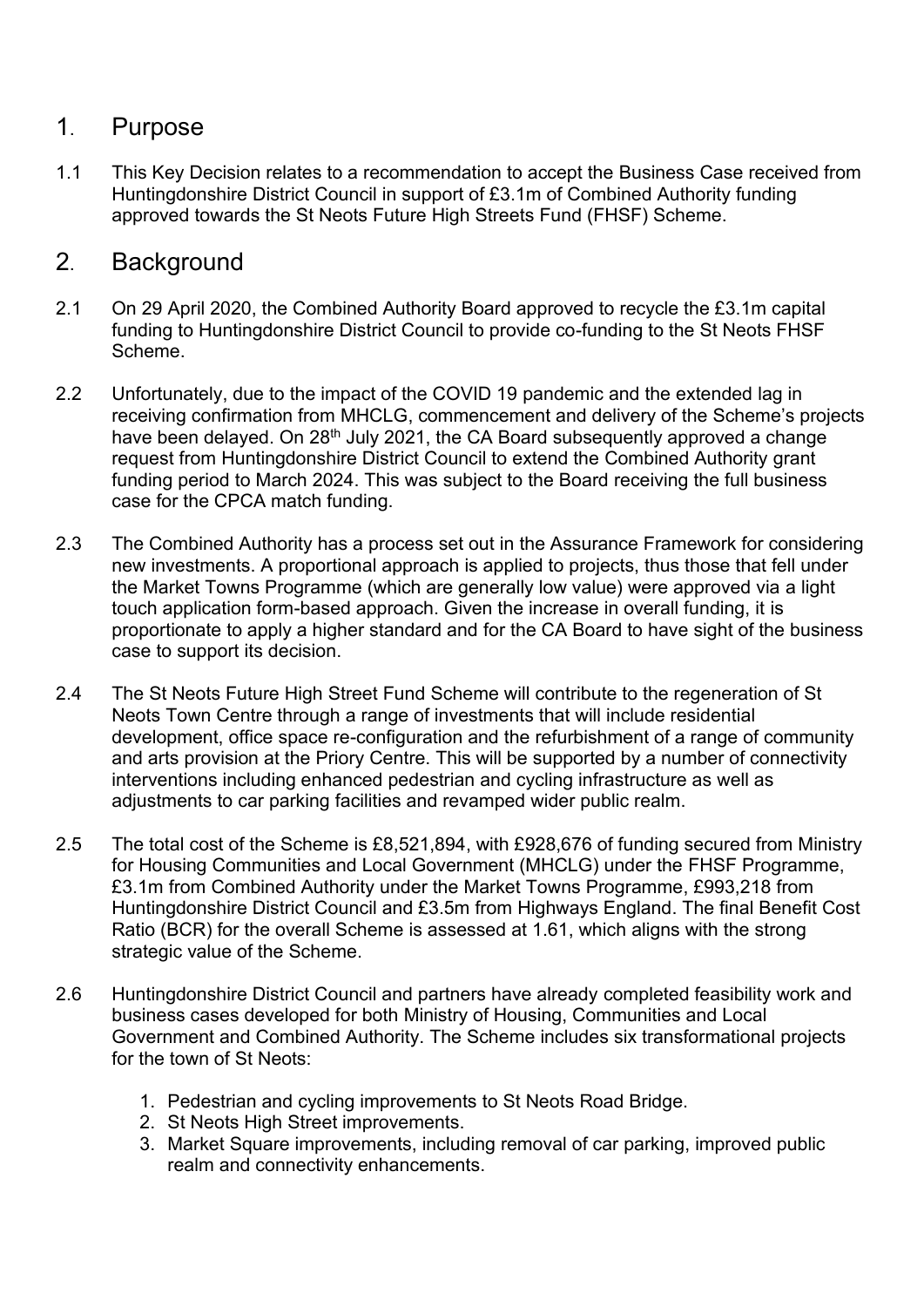## 1. Purpose

1.1 This Key Decision relates to a recommendation to accept the Business Case received from Huntingdonshire District Council in support of £3.1m of Combined Authority funding approved towards the St Neots Future High Streets Fund (FHSF) Scheme.

## 2. Background

2.1 On 29 April 2020, the Combined Authority Board approved to recycle the £3.1m capital funding to Huntingdonshire District Council to provide co-funding to the St Neots FHSF Scheme.

2.2 Unfortunately, due to the impact of the COVID 19 pandemic and the extended lag in receiving confirmation from MHCLG, commencement and delivery of the Scheme's projects have been delayed. On 28th July 2021, the CA Board subsequently approved a change request from Huntingdonshire District Council to extend the Combined Authority grant funding period to March 2024. This was subject to the Board receiving the full business case for the CPCA match funding.

2.3 The Combined Authority has a process set out in the Assurance Framework for considering new investments. A proportional approach is applied to projects, thus those that fell under the Market Towns Programme (which are generally low value) were approved via a light touch application form-based approach. Given the increase in overall funding, it is proportionate to apply a higher standard and for the CA Board to have sight of the business case to support its decision.

2.4 The St Neots Future High Street Fund Scheme will contribute to the regeneration of St Neots Town Centre through a range of investments that will include residential development, office space re-configuration and the refurbishment of a range of community and arts provision at the Priory Centre. This will be supported by a number of connectivity interventions including enhanced pedestrian and cycling infrastructure as well as adjustments to car parking facilities and revamped wider public realm.

2.5 The total cost of the Scheme is £8,521,894, with £928,676 of funding secured from Ministry for Housing Communities and Local Government (MHCLG) under the FHSF Programme, £3.1m from Combined Authority under the Market Towns Programme, £993,218 from Huntingdonshire District Council and £3.5m from Highways England. The final Benefit Cost Ratio (BCR) for the overall Scheme is assessed at 1.61, which aligns with the strong strategic value of the Scheme.

2.6 Huntingdonshire District Council and partners have already completed feasibility work and business cases developed for both Ministry of Housing, Communities and Local Government and Combined Authority. The Scheme includes six transformational projects for the town of St Neots:

1. Pedestrian and cycling improvements to St Neots Road Bridge.
2. St Neots High Street improvements.
3. Market Square improvements, including removal of car parking, improved public realm and connectivity enhancements.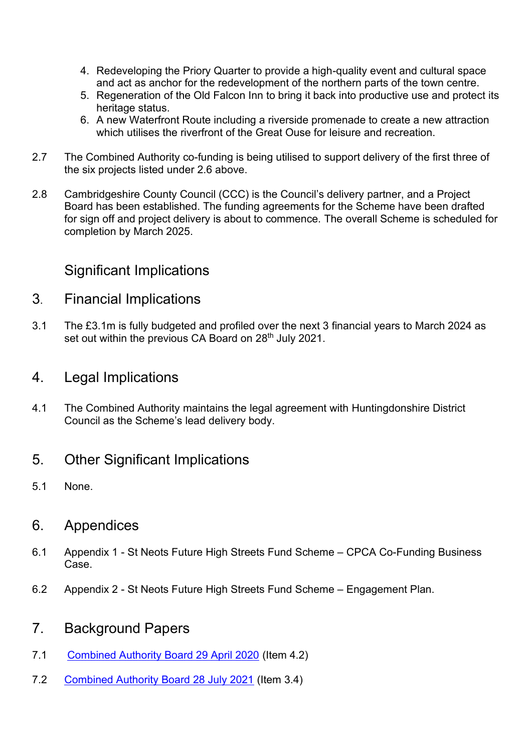4. Redeveloping the Priory Quarter to provide a high-quality event and cultural space and act as anchor for the redevelopment of the northern parts of the town centre.
5. Regeneration of the Old Falcon Inn to bring it back into productive use and protect its heritage status.
6. A new Waterfront Route including a riverside promenade to create a new attraction which utilises the riverfront of the Great Ouse for leisure and recreation.

2.7 The Combined Authority co-funding is being utilised to support delivery of the first three of the six projects listed under 2.6 above.

2.8 Cambridgeshire County Council (CCC) is the Council's delivery partner, and a Project Board has been established. The funding agreements for the Scheme have been drafted for sign off and project delivery is about to commence. The overall Scheme is scheduled for completion by March 2025.

## Significant Implications

## 3. Financial Implications

3.1 The £3.1m is fully budgeted and profiled over the next 3 financial years to March 2024 as set out within the previous CA Board on 28th July 2021.

## 4. Legal Implications

4.1 The Combined Authority maintains the legal agreement with Huntingdonshire District Council as the Scheme's lead delivery body.

## 5. Other Significant Implications

5.1 None.

## 6. Appendices

6.1 Appendix 1 - St Neots Future High Streets Fund Scheme – CPCA Co-Funding Business Case.

6.2 Appendix 2 - St Neots Future High Streets Fund Scheme – Engagement Plan.

## 7. Background Papers

7.1 Combined Authority Board 29 April 2020 (Item 4.2)

7.2 Combined Authority Board 28 July 2021 (Item 3.4)